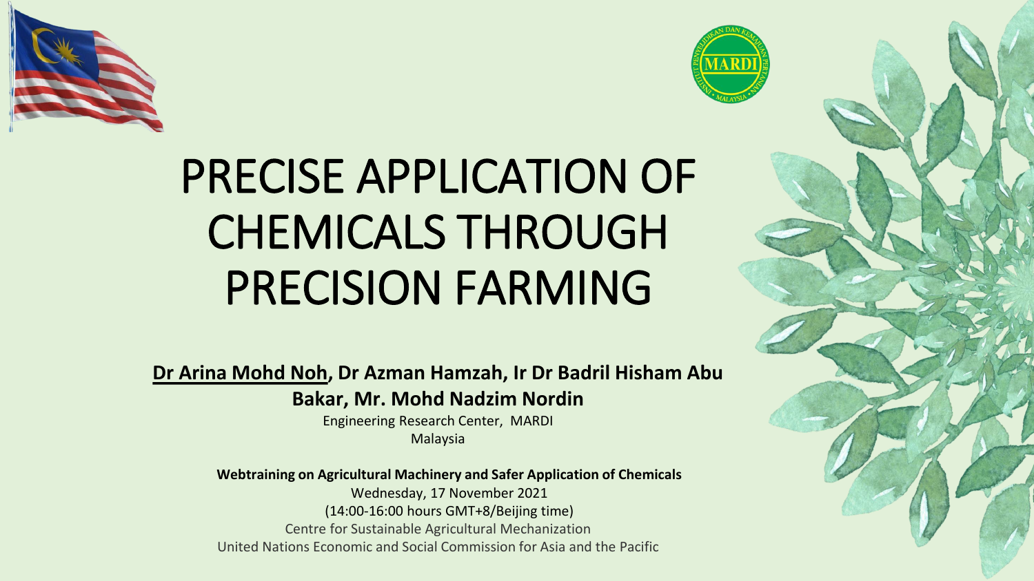# PRECISE APPLICATION OF CHEMICALS THROUGH PRECISION FARMING

**Dr Arina Mohd Noh, Dr Azman Hamzah, Ir Dr Badril Hisham Abu Bakar, Mr. Mohd Nadzim Nordin**

Engineering Research Center, MARDI

Malaysia

**Webtraining on Agricultural Machinery and Safer Application of Chemicals**

Wednesday, 17 November 2021

(14:00-16:00 hours GMT+8/Beijing time)

Centre for Sustainable Agricultural Mechanization

United Nations Economic and Social Commission for Asia and the Pacific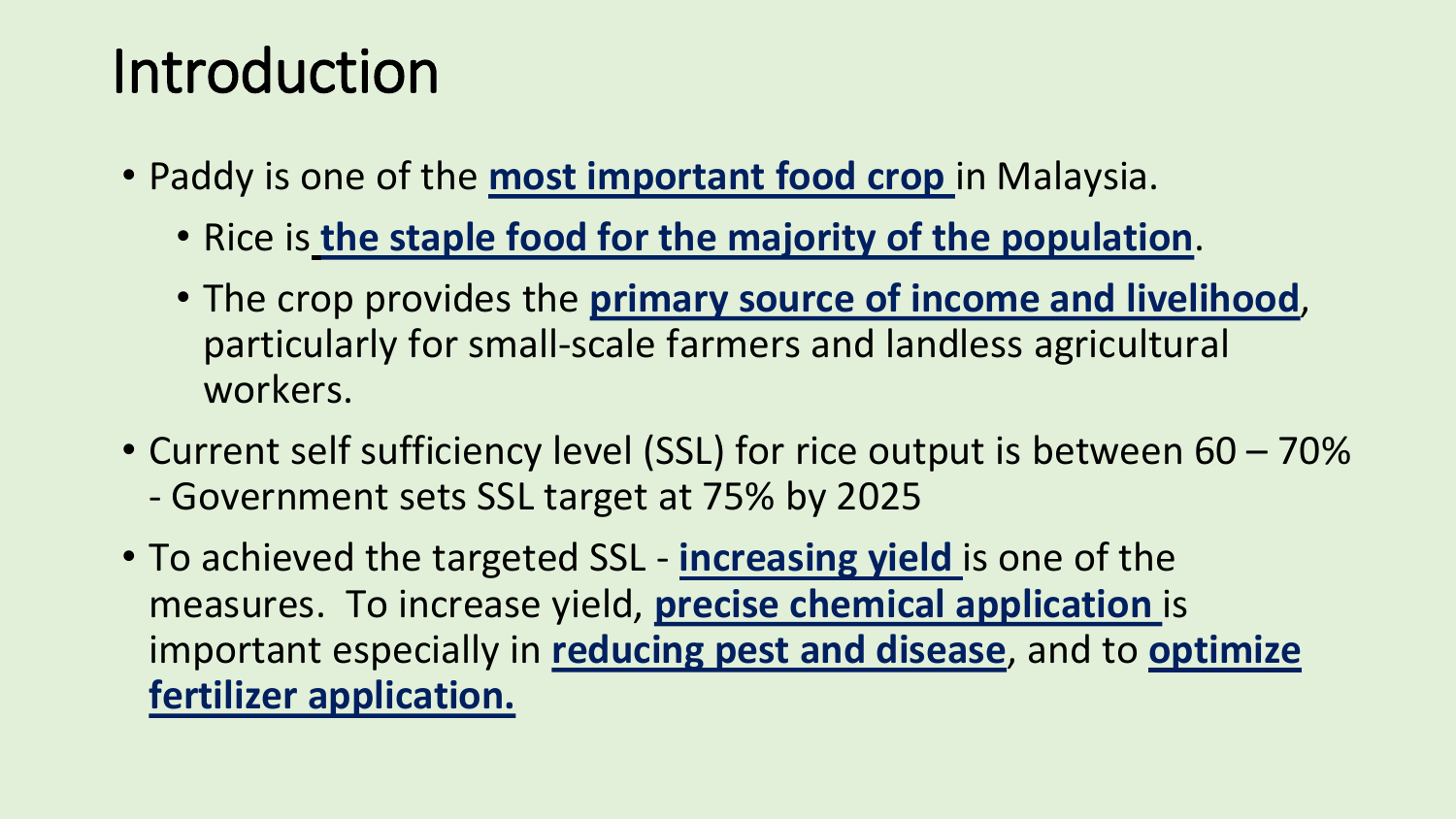# Introduction

- Paddy is one of the **most important food crop** in Malaysia.
  - Rice is **the staple food for the majority of the population**.
  - The crop provides the **primary source of income and livelihood**, particularly for small-scale farmers and landless agricultural workers.
- Current self sufficiency level (SSL) for rice output is between 60 – 70% - Government sets SSL target at 75% by 2025
- To achieved the targeted SSL - **increasing yield** is one of the measures. To increase yield, **precise chemical application** is important especially in **reducing pest and disease**, and to **optimize fertilizer application.**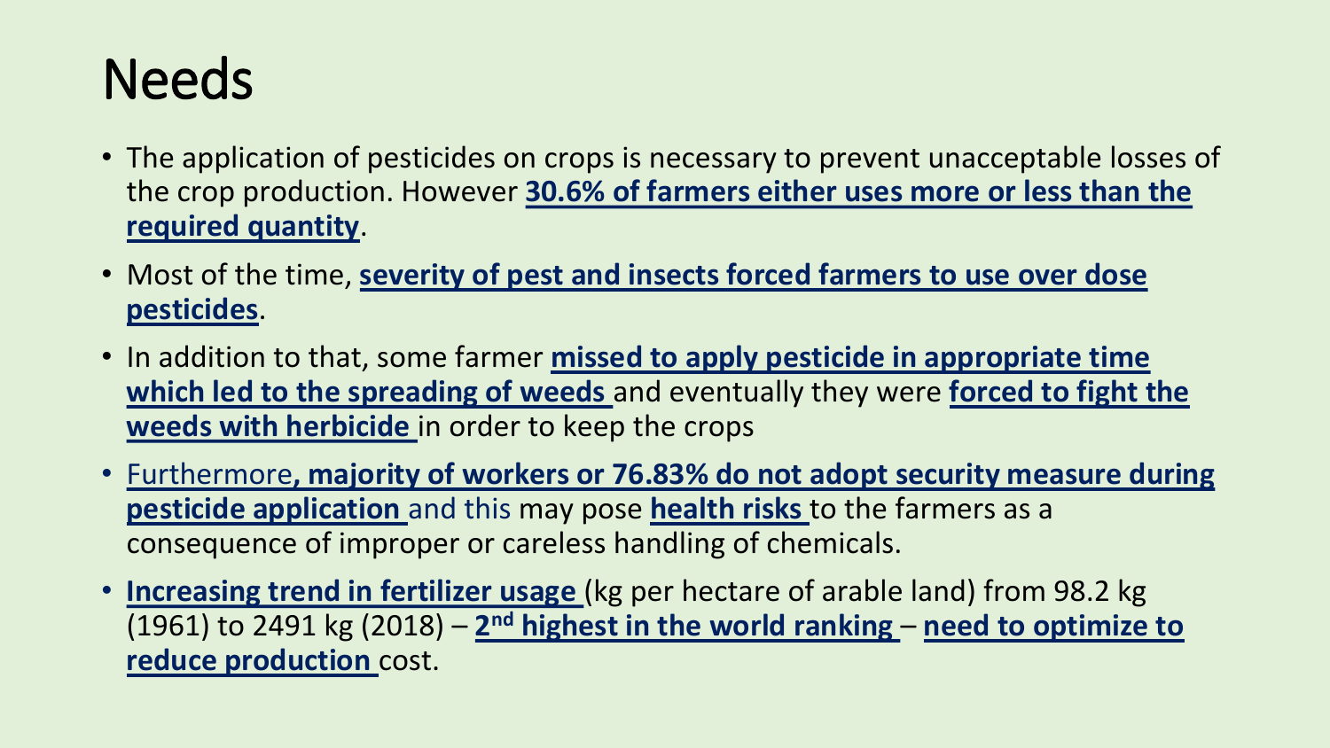# Needs

- The application of pesticides on crops is necessary to prevent unacceptable losses of the crop production. However **30.6% of farmers either uses more or less than the required quantity**.
- Most of the time, **severity of pest and insects forced farmers to use over dose pesticides**.
- In addition to that, some farmer **missed to apply pesticide in appropriate time which led to the spreading of weeds** and eventually they were **forced to fight the weeds with herbicide** in order to keep the crops
- Furthermore**, majority of workers or 76.83% do not adopt security measure during pesticide application** and this may pose **health risks** to the farmers as a consequence of improper or careless handling of chemicals.
- **Increasing trend in fertilizer usage** (kg per hectare of arable land) from 98.2 kg (1961) to 2491 kg (2018) – **2nd highest in the world ranking** – **need to optimize to reduce production** cost.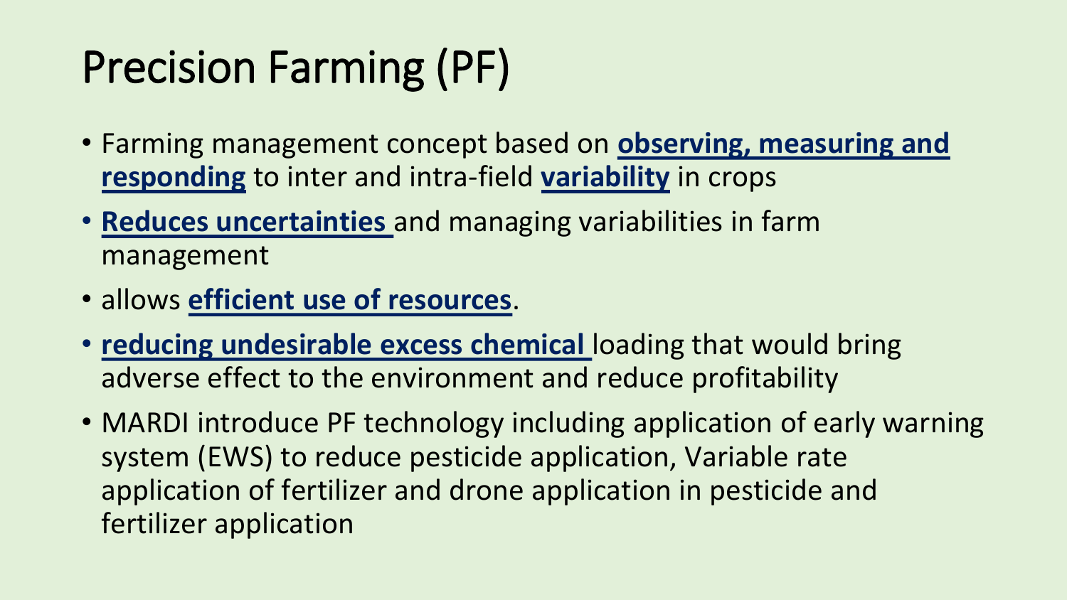# Precision Farming (PF)

- Farming management concept based on **observing, measuring and responding** to inter and intra-field **variability** in crops
- **Reduces uncertainties** and managing variabilities in farm management
- allows **efficient use of resources**.
- **reducing undesirable excess chemical** loading that would bring adverse effect to the environment and reduce profitability
- MARDI introduce PF technology including application of early warning system (EWS) to reduce pesticide application, Variable rate application of fertilizer and drone application in pesticide and fertilizer application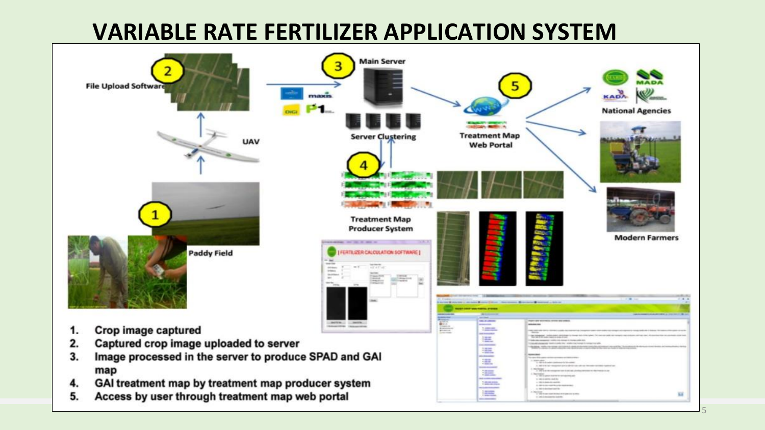# VARIABLE RATE FERTILIZER APPLICATION SYSTEM

File Upload Software

Main Server

Server Clustering

Treatment Map Web Portal

National Agencies

UAV

Paddy Field

Treatment Map Producer System

Modern Farmers

[ FERTILIZER CALCULATION SOFTWARE ]

1. Crop image captured
2. Captured crop image uploaded to server
3. Image processed in the server to produce SPAD and GAI map
4. GAI treatment map by treatment map producer system
5. Access by user through treatment map web portal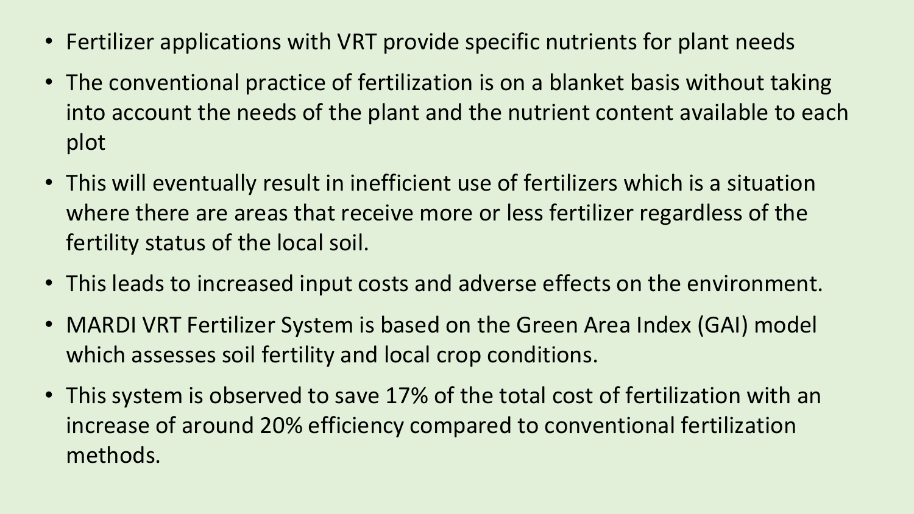- Fertilizer applications with VRT provide specific nutrients for plant needs
- The conventional practice of fertilization is on a blanket basis without taking into account the needs of the plant and the nutrient content available to each plot
- This will eventually result in inefficient use of fertilizers which is a situation where there are areas that receive more or less fertilizer regardless of the fertility status of the local soil.
- This leads to increased input costs and adverse effects on the environment.
- MARDI VRT Fertilizer System is based on the Green Area Index (GAI) model which assesses soil fertility and local crop conditions.
- This system is observed to save 17% of the total cost of fertilization with an increase of around 20% efficiency compared to conventional fertilization methods.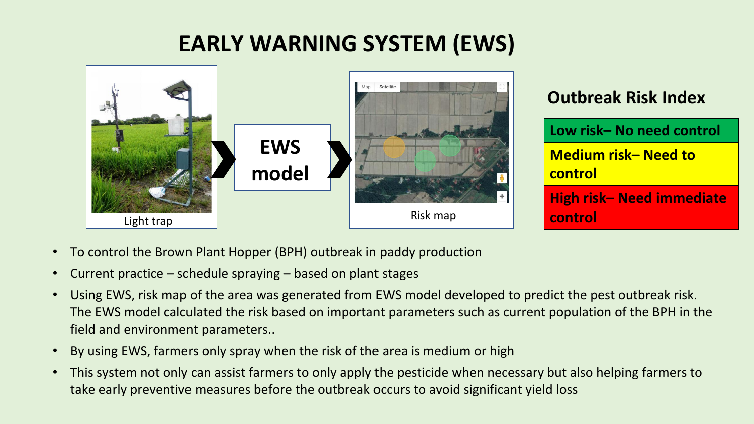# EARLY WARNING SYSTEM (EWS)

Light trap → **EWS model** → Risk map

## Outbreak Risk Index

| Outbreak Risk Index |
| --- |
| **Low risk– No need control** |
| **Medium risk– Need to control** |
| **High risk– Need immediate control** |

- To control the Brown Plant Hopper (BPH) outbreak in paddy production
- Current practice – schedule spraying – based on plant stages
- Using EWS, risk map of the area was generated from EWS model developed to predict the pest outbreak risk. The EWS model calculated the risk based on important parameters such as current population of the BPH in the field and environment parameters..
- By using EWS, farmers only spray when the risk of the area is medium or high
- This system not only can assist farmers to only apply the pesticide when necessary but also helping farmers to take early preventive measures before the outbreak occurs to avoid significant yield loss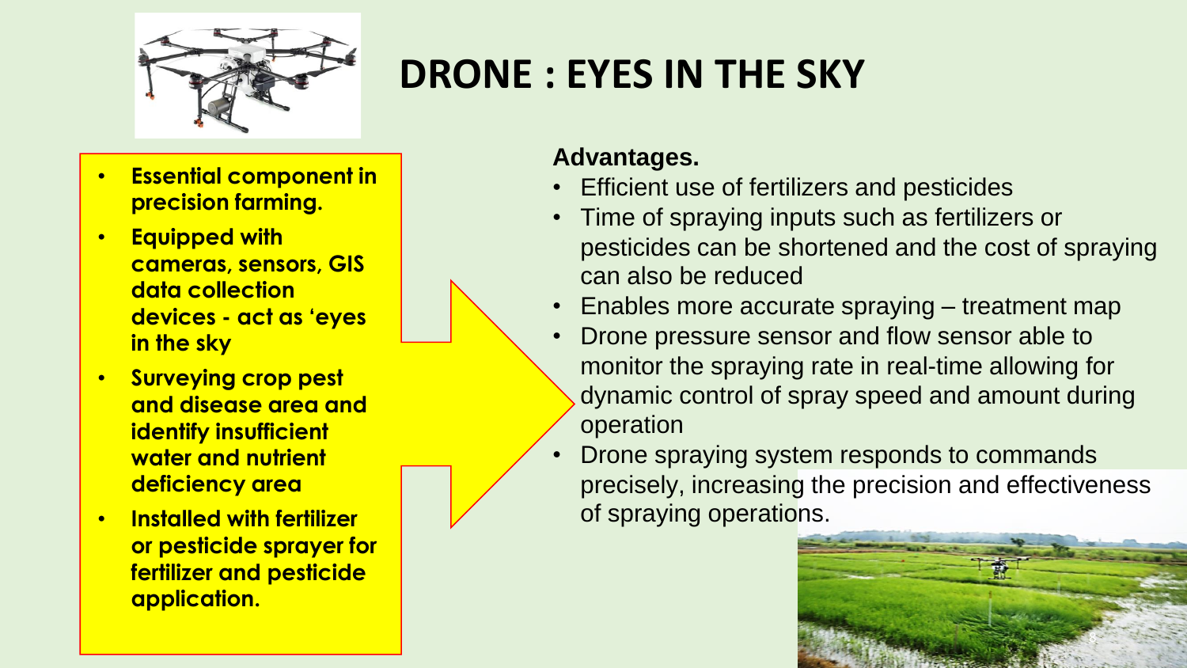# DRONE : EYES IN THE SKY

- **Essential component in precision farming.**
- **Equipped with cameras, sensors, GIS data collection devices - act as 'eyes in the sky**
- **Surveying crop pest and disease area and identify insufficient water and nutrient deficiency area**
- **Installed with fertilizer or pesticide sprayer for fertilizer and pesticide application.**

**Advantages.**

- Efficient use of fertilizers and pesticides
- Time of spraying inputs such as fertilizers or pesticides can be shortened and the cost of spraying can also be reduced
- Enables more accurate spraying – treatment map
- Drone pressure sensor and flow sensor able to monitor the spraying rate in real-time allowing for dynamic control of spray speed and amount during operation
- Drone spraying system responds to commands precisely, increasing the precision and effectiveness of spraying operations.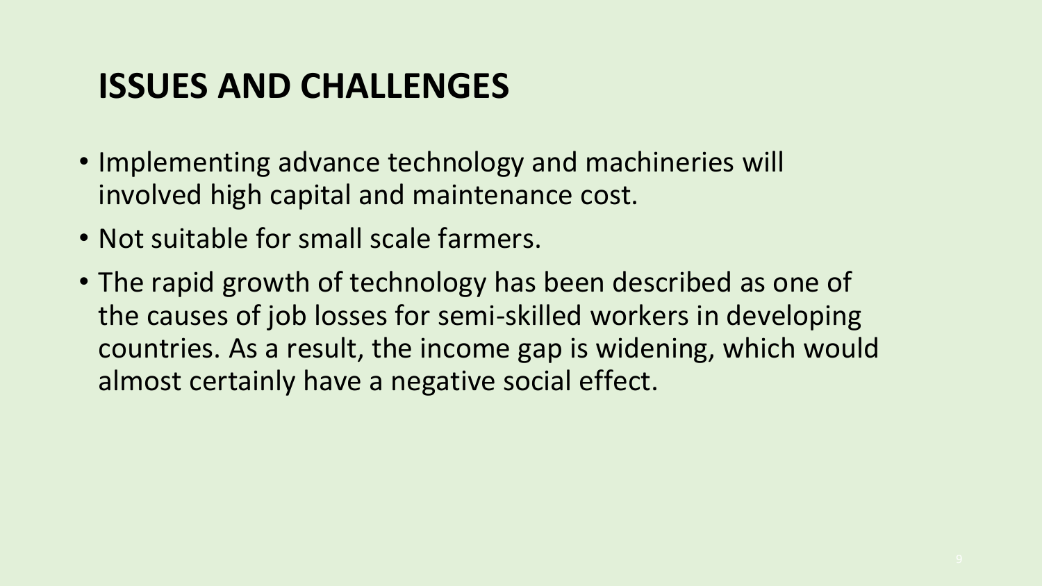# ISSUES AND CHALLENGES

- Implementing advance technology and machineries will involved high capital and maintenance cost.
- Not suitable for small scale farmers.
- The rapid growth of technology has been described as one of the causes of job losses for semi-skilled workers in developing countries. As a result, the income gap is widening, which would almost certainly have a negative social effect.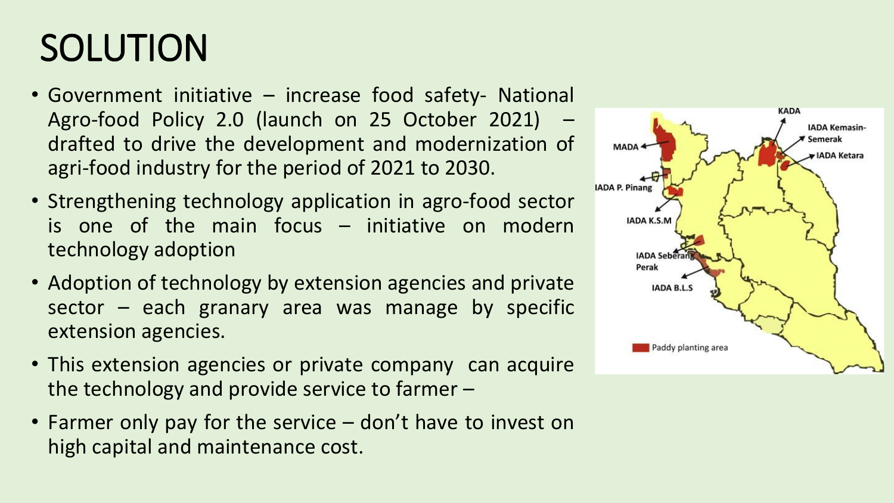# SOLUTION

- Government initiative – increase food safety- National Agro-food Policy 2.0 (launch on 25 October 2021) – drafted to drive the development and modernization of agri-food industry for the period of 2021 to 2030.
- Strengthening technology application in agro-food sector is one of the main focus – initiative on modern technology adoption
- Adoption of technology by extension agencies and private sector – each granary area was manage by specific extension agencies.
- This extension agencies or private company can acquire the technology and provide service to farmer –
- Farmer only pay for the service – don't have to invest on high capital and maintenance cost.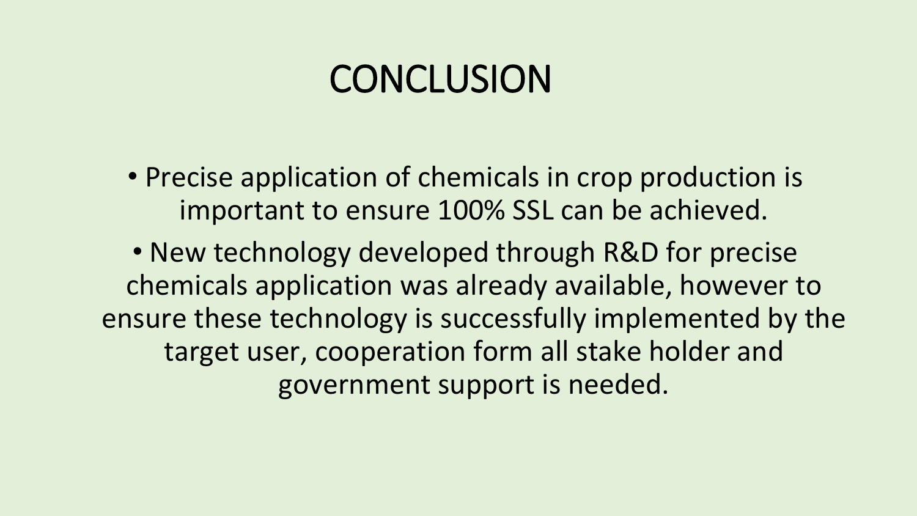# CONCLUSION

- Precise application of chemicals in crop production is important to ensure 100% SSL can be achieved.
- New technology developed through R&D for precise chemicals application was already available, however to ensure these technology is successfully implemented by the target user, cooperation form all stake holder and government support is needed.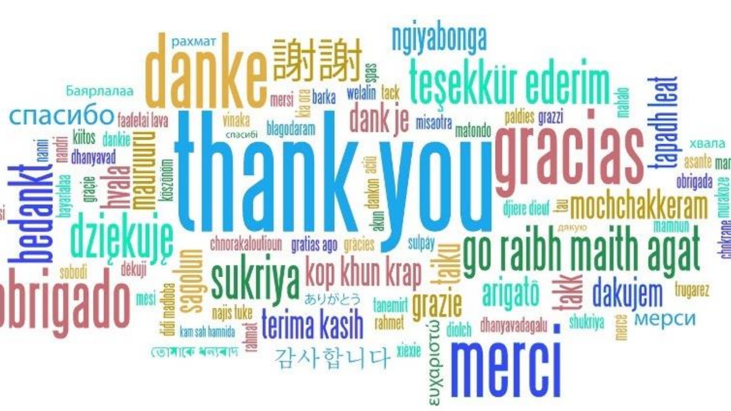рахмат
danke
謝謝
ngiyabonga
Баярлалаа
mersi
kia ora
barka
welalin
spas
tack
teşekkür ederim
mahalo
tapadh leat
спасибо
faafetai lava
vinaka
спасибі
blagodaram
dank je
misaotra
matondo
paldies
grazzi
kiitos
dankie
nanni
nandri
dhanyavad
mauruuru
thank you
gracias
хвала
asante
obrigada
bedankt
bayarlalaa
gracje
hvala
köszönöm
akun
dankon
aciū
djiere dieuf
tau
mochchakkeram
murakoze
dziękuję
chnorakaloutioun
gratias ago
gràcies
sulpay
дякую
mamnun
chokrane
sobodi
děkuji
taiku
go raibh maith agat
obrigado
sagolun
sukriya
kop khun krap
mesi
ありがとう
arigatô
takk
dakujem
trugarez
didi madloba
najis tuke
rahmat
terima kasih
tanemirt
rahmet
grazie
shukriya
merce
мерси
kam sah hamnida
তোমাকে ধন্যবাদ
감사합니다
xièxie
ευχαριστώ
diolch
dhanyavadagalu
merci